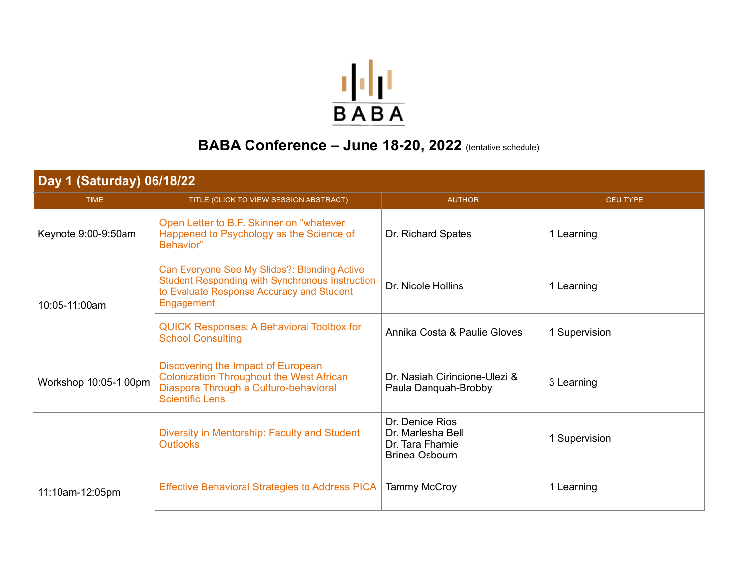BABA

# BABA Conference – June 18-20, 2022 (tentative schedule)

| Day 1 (Saturday) 06/18/22 | | | |
|---|---|---|---|
| TIME | TITLE (CLICK TO VIEW SESSION ABSTRACT) | AUTHOR | CEU TYPE |
| Keynote 9:00-9:50am | Open Letter to B.F. Skinner on "whatever Happened to Psychology as the Science of Behavior" | Dr. Richard Spates | 1 Learning |
| 10:05-11:00am | Can Everyone See My Slides?: Blending Active Student Responding with Synchronous Instruction to Evaluate Response Accuracy and Student Engagement | Dr. Nicole Hollins | 1 Learning |
| | QUICK Responses: A Behavioral Toolbox for School Consulting | Annika Costa & Paulie Gloves | 1 Supervision |
| Workshop 10:05-1:00pm | Discovering the Impact of European Colonization Throughout the West African Diaspora Through a Culturo-behavioral Scientific Lens | Dr. Nasiah Cirincione-Ulezi & Paula Danquah-Brobby | 3 Learning |
| 11:10am-12:05pm | Diversity in Mentorship: Faculty and Student Outlooks | Dr. Denice Rios<br>Dr. Marlesha Bell<br>Dr. Tara Fhamie<br>Brinea Osbourn | 1 Supervision |
| | Effective Behavioral Strategies to Address PICA | Tammy McCroy | 1 Learning |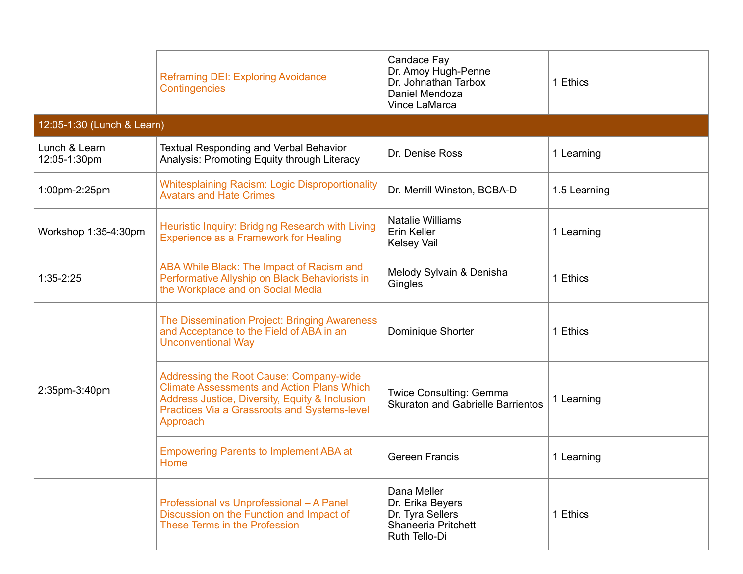| | | | |
|---|---|---|---|
| | Reframing DEI: Exploring Avoidance Contingencies | Candace Fay<br>Dr. Amoy Hugh-Penne<br>Dr. Johnathan Tarbox<br>Daniel Mendoza<br>Vince LaMarca | 1 Ethics |
| 12:05-1:30 (Lunch & Learn) | | | |
| Lunch & Learn 12:05-1:30pm | Textual Responding and Verbal Behavior Analysis: Promoting Equity through Literacy | Dr. Denise Ross | 1 Learning |
| 1:00pm-2:25pm | Whitesplaining Racism: Logic Disproportionality Avatars and Hate Crimes | Dr. Merrill Winston, BCBA-D | 1.5 Learning |
| Workshop 1:35-4:30pm | Heuristic Inquiry: Bridging Research with Living Experience as a Framework for Healing | Natalie Williams<br>Erin Keller<br>Kelsey Vail | 1 Learning |
| 1:35-2:25 | ABA While Black: The Impact of Racism and Performative Allyship on Black Behaviorists in the Workplace and on Social Media | Melody Sylvain & Denisha Gingles | 1 Ethics |
| 2:35pm-3:40pm | The Dissemination Project: Bringing Awareness and Acceptance to the Field of ABA in an Unconventional Way | Dominique Shorter | 1 Ethics |
| | Addressing the Root Cause: Company-wide Climate Assessments and Action Plans Which Address Justice, Diversity, Equity & Inclusion Practices Via a Grassroots and Systems-level Approach | Twice Consulting: Gemma Skuraton and Gabrielle Barrientos | 1 Learning |
| | Empowering Parents to Implement ABA at Home | Gereen Francis | 1 Learning |
| | Professional vs Unprofessional – A Panel Discussion on the Function and Impact of These Terms in the Profession | Dana Meller<br>Dr. Erika Beyers<br>Dr. Tyra Sellers<br>Shaneeria Pritchett<br>Ruth Tello-Di | 1 Ethics |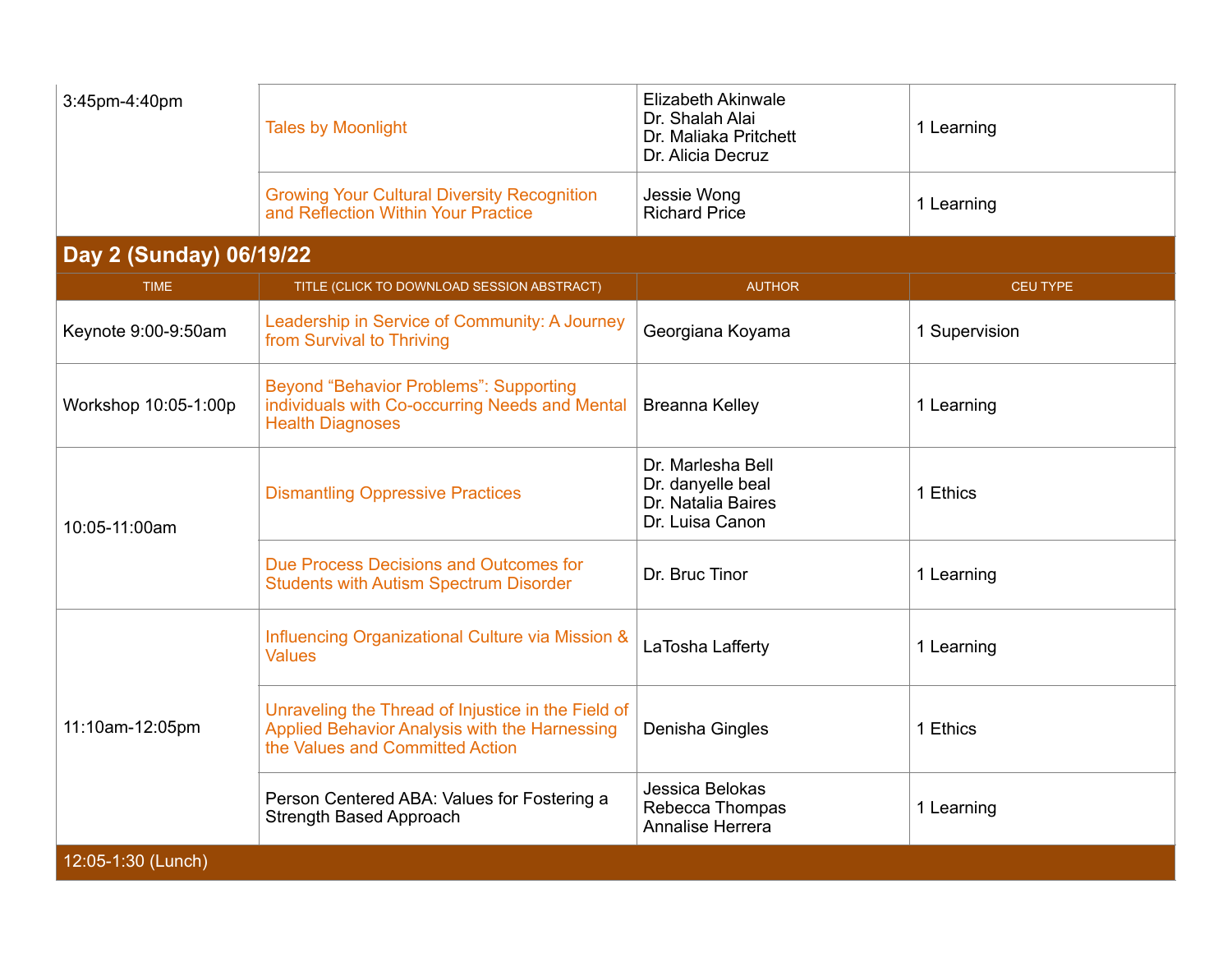| | | | |
|---|---|---|---|
| 3:45pm-4:40pm | Tales by Moonlight | Elizabeth Akinwale<br>Dr. Shalah Alai<br>Dr. Maliaka Pritchett<br>Dr. Alicia Decruz | 1 Learning |
| | Growing Your Cultural Diversity Recognition and Reflection Within Your Practice | Jessie Wong<br>Richard Price | 1 Learning |

## Day 2 (Sunday) 06/19/22

| TIME | TITLE (CLICK TO DOWNLOAD SESSION ABSTRACT) | AUTHOR | CEU TYPE |
|---|---|---|---|
| Keynote 9:00-9:50am | Leadership in Service of Community: A Journey from Survival to Thriving | Georgiana Koyama | 1 Supervision |
| Workshop 10:05-1:00p | Beyond "Behavior Problems": Supporting individuals with Co-occurring Needs and Mental Health Diagnoses | Breanna Kelley | 1 Learning |
| 10:05-11:00am | Dismantling Oppressive Practices | Dr. Marlesha Bell<br>Dr. danyelle beal<br>Dr. Natalia Baires<br>Dr. Luisa Canon | 1 Ethics |
| | Due Process Decisions and Outcomes for Students with Autism Spectrum Disorder | Dr. Bruc Tinor | 1 Learning |
| 11:10am-12:05pm | Influencing Organizational Culture via Mission & Values | LaTosha Lafferty | 1 Learning |
| | Unraveling the Thread of Injustice in the Field of Applied Behavior Analysis with the Harnessing the Values and Committed Action | Denisha Gingles | 1 Ethics |
| | Person Centered ABA: Values for Fostering a Strength Based Approach | Jessica Belokas<br>Rebecca Thompas<br>Annalise Herrera | 1 Learning |
| 12:05-1:30 (Lunch) | | | |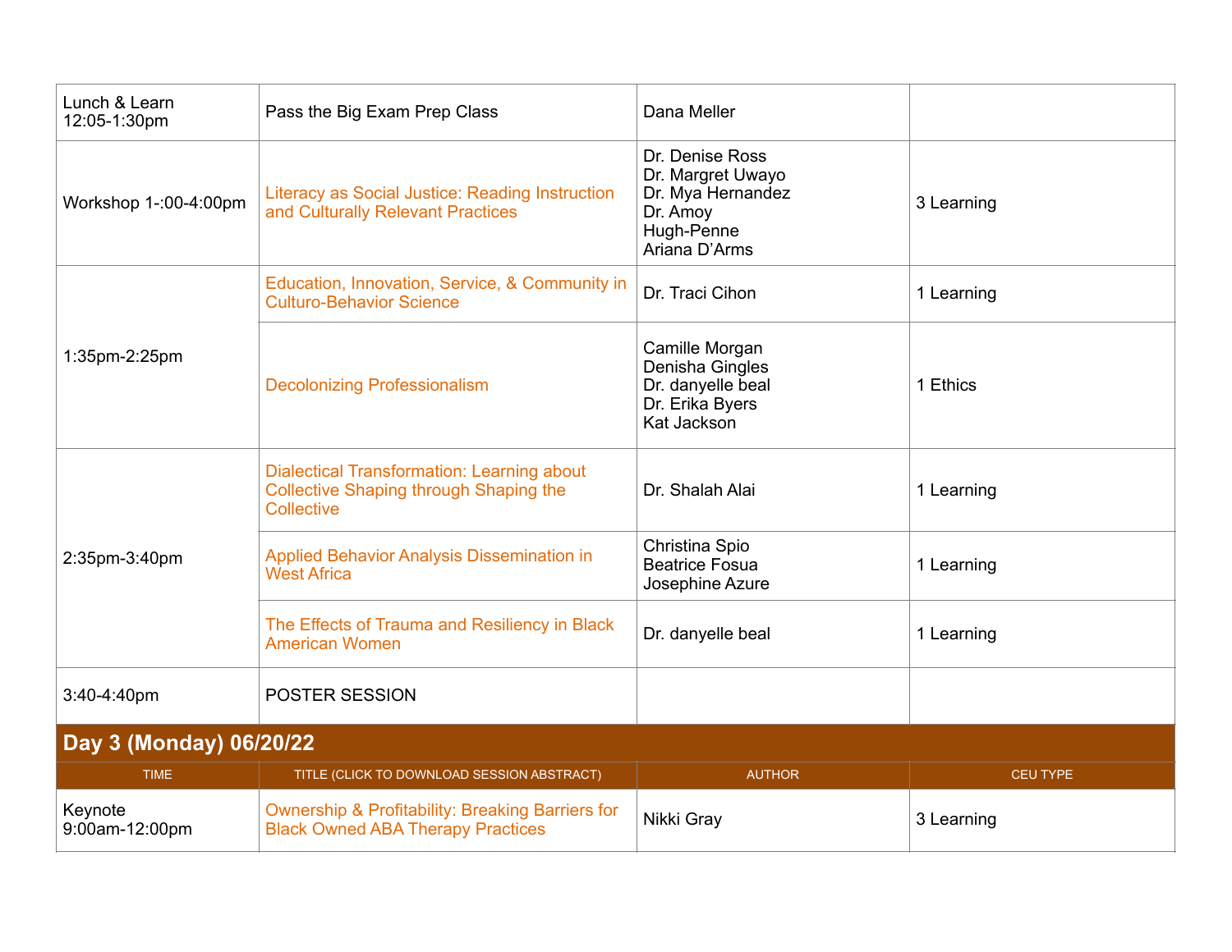| | | | |
|---|---|---|---|
| Lunch & Learn 12:05-1:30pm | Pass the Big Exam Prep Class | Dana Meller | |
| Workshop 1-:00-4:00pm | Literacy as Social Justice: Reading Instruction and Culturally Relevant Practices | Dr. Denise Ross<br>Dr. Margret Uwayo<br>Dr. Mya Hernandez<br>Dr. Amoy Hugh-Penne<br>Ariana D'Arms | 3 Learning |
| 1:35pm-2:25pm | Education, Innovation, Service, & Community in Culturo-Behavior Science | Dr. Traci Cihon | 1 Learning |
| | Decolonizing Professionalism | Camille Morgan<br>Denisha Gingles<br>Dr. danyelle beal<br>Dr. Erika Byers<br>Kat Jackson | 1 Ethics |
| 2:35pm-3:40pm | Dialectical Transformation: Learning about Collective Shaping through Shaping the Collective | Dr. Shalah Alai | 1 Learning |
| | Applied Behavior Analysis Dissemination in West Africa | Christina Spio<br>Beatrice Fosua<br>Josephine Azure | 1 Learning |
| | The Effects of Trauma and Resiliency in Black American Women | Dr. danyelle beal | 1 Learning |
| 3:40-4:40pm | POSTER SESSION | | |

## Day 3 (Monday) 06/20/22

| TIME | TITLE (CLICK TO DOWNLOAD SESSION ABSTRACT) | AUTHOR | CEU TYPE |
|---|---|---|---|
| Keynote 9:00am-12:00pm | Ownership & Profitability: Breaking Barriers for Black Owned ABA Therapy Practices | Nikki Gray | 3 Learning |